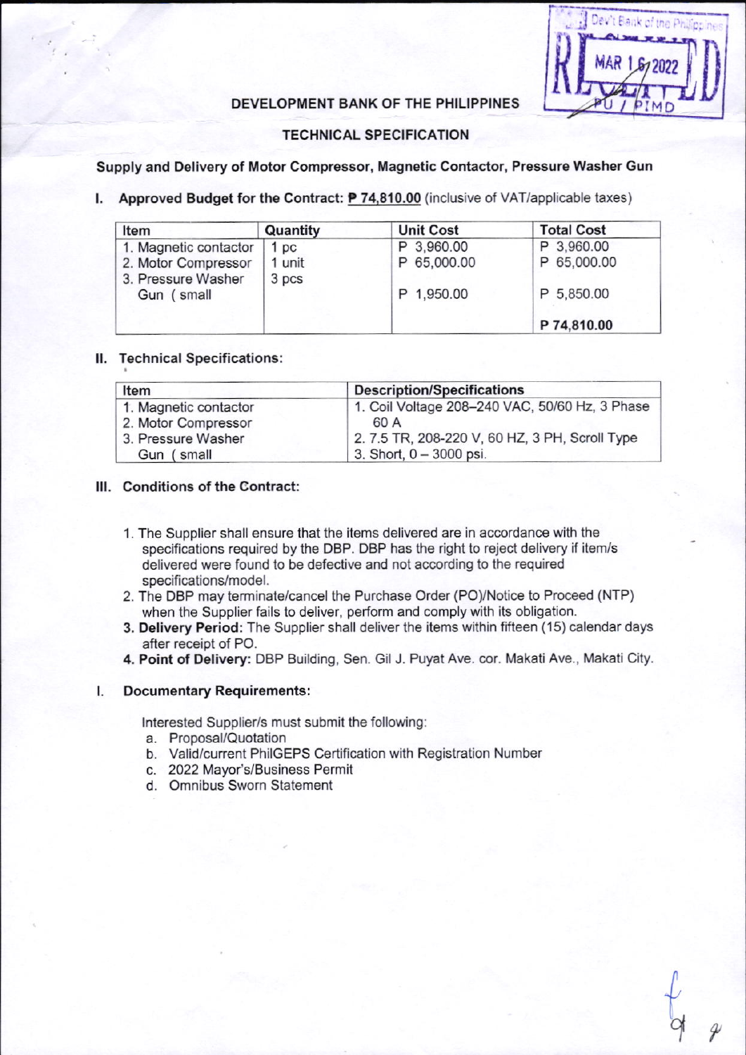DEVELOPMENT BANK OF THE PHILIPPINES

## TECHNICAL SPECIFICATION

**Supply and Delivery of Motor Compressor, Magnetic Contactor, Pressure Washer Gun**

**I. Approved Budget for the Contract: P 74,810.00** (inclusive of VAT/applicable taxes)

| Item | Quantity | Unit Cost | Total Cost |
|---|---|---|---|
| 1. Magnetic contactor | 1 pc | P 3,960.00 | P 3,960.00 |
| 2. Motor Compressor | 1 unit | P 65,000.00 | P 65,000.00 |
| 3. Pressure Washer Gun ( small | 3 pcs | P 1,950.00 | P 5,850.00 |
| | | | **P 74,810.00** |

**II. Technical Specifications:**

| Item | Description/Specifications |
|---|---|
| 1. Magnetic contactor | 1. Coil Voltage 208–240 VAC, 50/60 Hz, 3 Phase 60 A |
| 2. Motor Compressor | 2. 7.5 TR, 208-220 V, 60 HZ, 3 PH, Scroll Type |
| 3. Pressure Washer Gun ( small | 3. Short, 0 – 3000 psi. |

**III. Conditions of the Contract:**

1. The Supplier shall ensure that the items delivered are in accordance with the specifications required by the DBP. DBP has the right to reject delivery if item/s delivered were found to be defective and not according to the required specifications/model.
2. The DBP may terminate/cancel the Purchase Order (PO)/Notice to Proceed (NTP) when the Supplier fails to deliver, perform and comply with its obligation.
3. **Delivery Period:** The Supplier shall deliver the items within fifteen (15) calendar days after receipt of PO.
4. **Point of Delivery:** DBP Building, Sen. Gil J. Puyat Ave. cor. Makati Ave., Makati City.

**I. Documentary Requirements:**

Interested Supplier/s must submit the following:

a. Proposal/Quotation
b. Valid/current PhilGEPS Certification with Registration Number
c. 2022 Mayor's/Business Permit
d. Omnibus Sworn Statement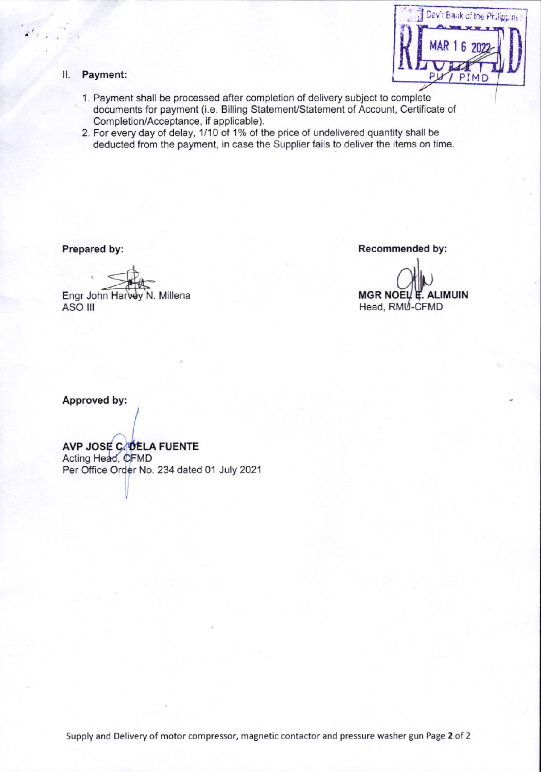## II. Payment:

1. Payment shall be processed after completion of delivery subject to complete documents for payment (i.e. Billing Statement/Statement of Account, Certificate of Completion/Acceptance, if applicable).
2. For every day of delay, 1/10 of 1% of the price of undelivered quantity shall be deducted from the payment, in case the Supplier fails to deliver the items on time.

**Prepared by:**

Engr John Harvey N. Millena
ASO III

**Recommended by:**

**MGR NOEL E. ALIMUIN**
Head, RMU-CFMD

**Approved by:**

**AVP JOSE C. DELA FUENTE**
Acting Head, CFMD
Per Office Order No. 234 dated 01 July 2021